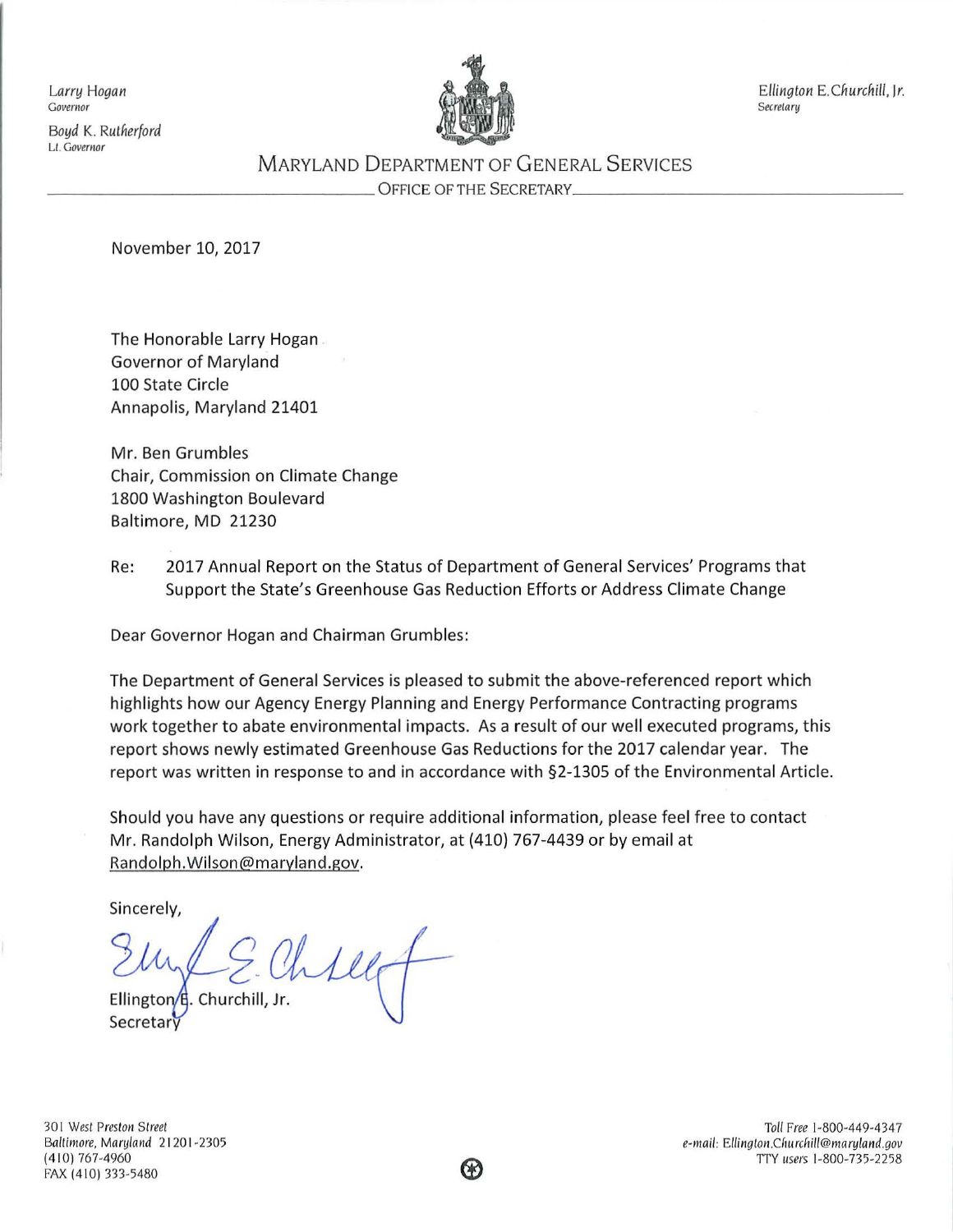Larry Hogan
Governor

Boyd K. Rutherford
Lt. Governor

Ellington E. Churchill, Jr.
Secretary

MARYLAND DEPARTMENT OF GENERAL SERVICES

OFFICE OF THE SECRETARY

November 10, 2017

The Honorable Larry Hogan
Governor of Maryland
100 State Circle
Annapolis, Maryland 21401

Mr. Ben Grumbles
Chair, Commission on Climate Change
1800 Washington Boulevard
Baltimore, MD 21230

Re: 2017 Annual Report on the Status of Department of General Services' Programs that Support the State's Greenhouse Gas Reduction Efforts or Address Climate Change

Dear Governor Hogan and Chairman Grumbles:

The Department of General Services is pleased to submit the above-referenced report which highlights how our Agency Energy Planning and Energy Performance Contracting programs work together to abate environmental impacts. As a result of our well executed programs, this report shows newly estimated Greenhouse Gas Reductions for the 2017 calendar year. The report was written in response to and in accordance with §2-1305 of the Environmental Article.

Should you have any questions or require additional information, please feel free to contact Mr. Randolph Wilson, Energy Administrator, at (410) 767-4439 or by email at Randolph.Wilson@maryland.gov.

Sincerely,

Ellington E. Churchill, Jr.
Secretary

301 West Preston Street
Baltimore, Maryland 21201-2305
(410) 767-4960
FAX (410) 333-5480

Toll Free 1-800-449-4347
e-mail: Ellington.Churchill@maryland.gov
TTY users 1-800-735-2258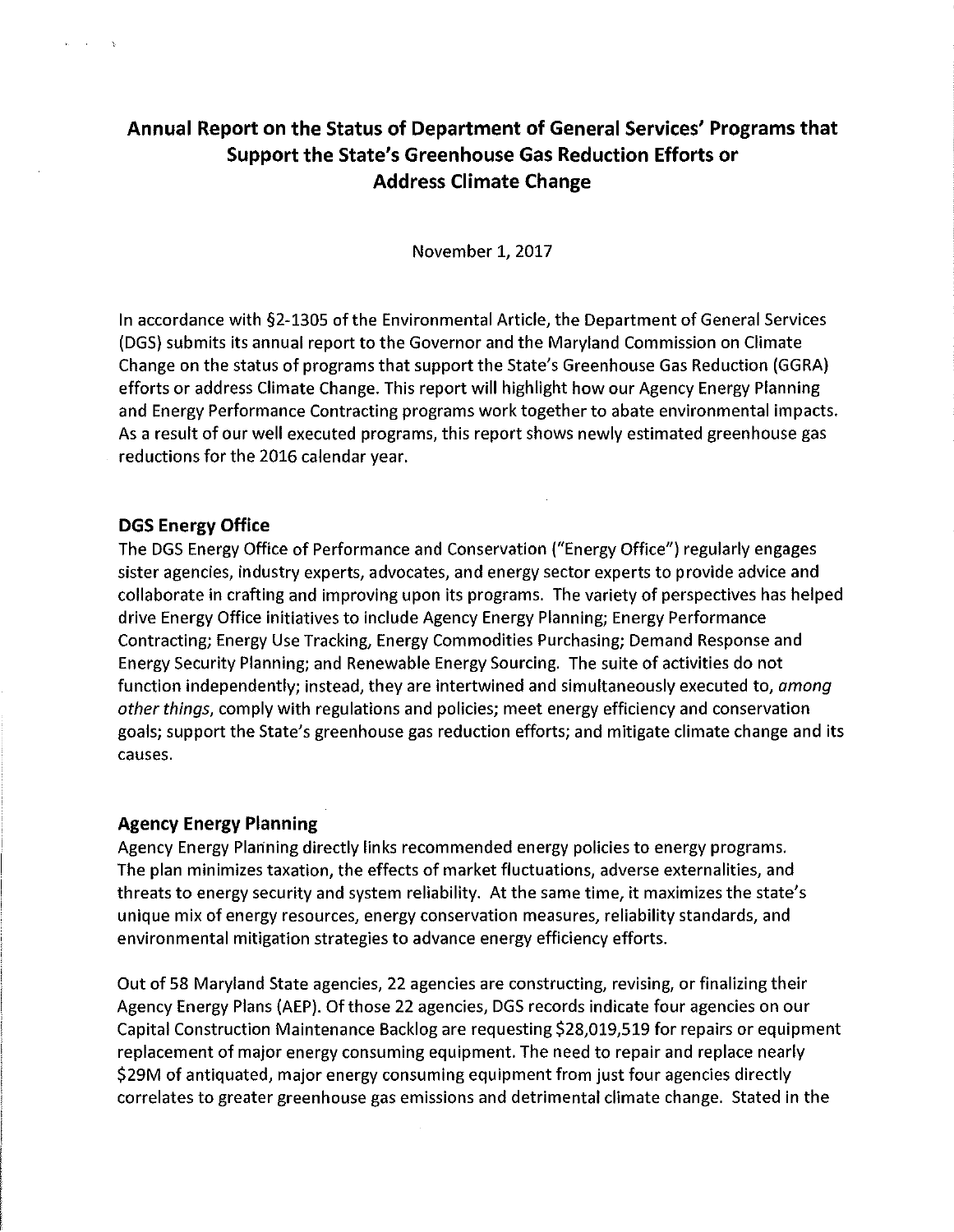# Annual Report on the Status of Department of General Services' Programs that Support the State's Greenhouse Gas Reduction Efforts or Address Climate Change

November 1, 2017

In accordance with §2-1305 of the Environmental Article, the Department of General Services (DGS) submits its annual report to the Governor and the Maryland Commission on Climate Change on the status of programs that support the State's Greenhouse Gas Reduction (GGRA) efforts or address Climate Change. This report will highlight how our Agency Energy Planning and Energy Performance Contracting programs work together to abate environmental impacts. As a result of our well executed programs, this report shows newly estimated greenhouse gas reductions for the 2016 calendar year.

## DGS Energy Office

The DGS Energy Office of Performance and Conservation ("Energy Office") regularly engages sister agencies, industry experts, advocates, and energy sector experts to provide advice and collaborate in crafting and improving upon its programs. The variety of perspectives has helped drive Energy Office initiatives to include Agency Energy Planning; Energy Performance Contracting; Energy Use Tracking, Energy Commodities Purchasing; Demand Response and Energy Security Planning; and Renewable Energy Sourcing. The suite of activities do not function independently; instead, they are intertwined and simultaneously executed to, *among other things*, comply with regulations and policies; meet energy efficiency and conservation goals; support the State's greenhouse gas reduction efforts; and mitigate climate change and its causes.

## Agency Energy Planning

Agency Energy Planning directly links recommended energy policies to energy programs. The plan minimizes taxation, the effects of market fluctuations, adverse externalities, and threats to energy security and system reliability. At the same time, it maximizes the state's unique mix of energy resources, energy conservation measures, reliability standards, and environmental mitigation strategies to advance energy efficiency efforts.

Out of 58 Maryland State agencies, 22 agencies are constructing, revising, or finalizing their Agency Energy Plans (AEP). Of those 22 agencies, DGS records indicate four agencies on our Capital Construction Maintenance Backlog are requesting $28,019,519 for repairs or equipment replacement of major energy consuming equipment. The need to repair and replace nearly $29M of antiquated, major energy consuming equipment from just four agencies directly correlates to greater greenhouse gas emissions and detrimental climate change. Stated in the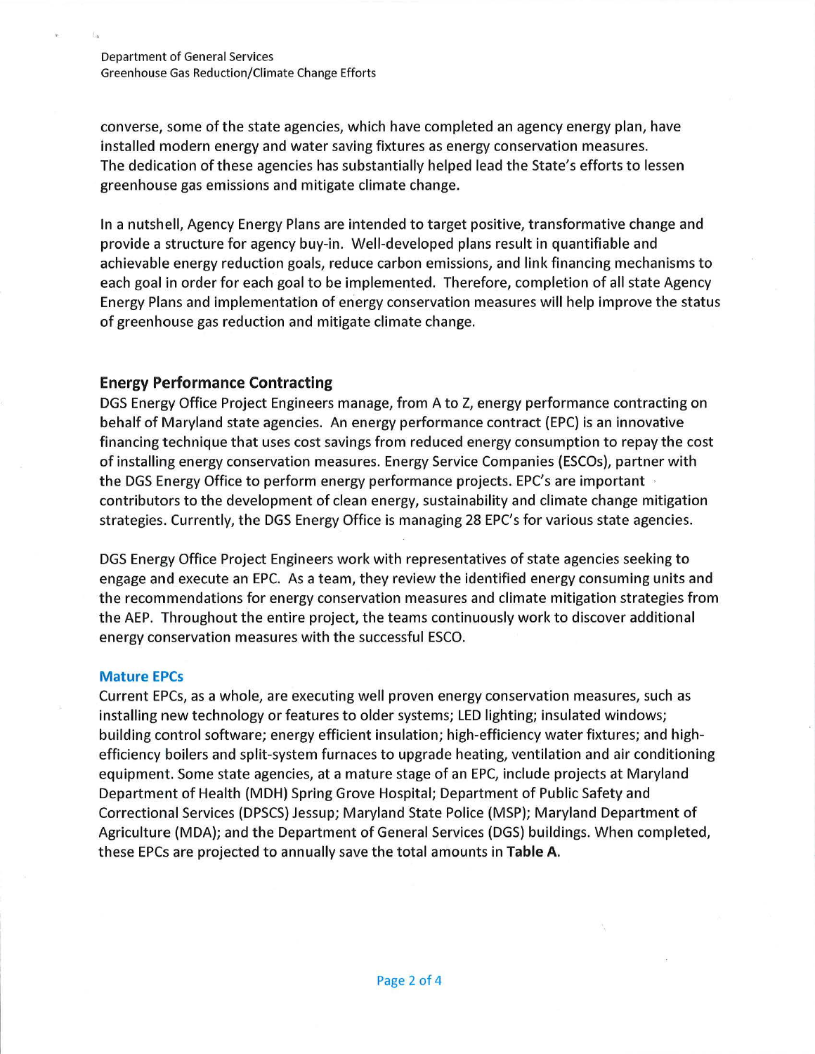converse, some of the state agencies, which have completed an agency energy plan, have installed modern energy and water saving fixtures as energy conservation measures. The dedication of these agencies has substantially helped lead the State's efforts to lessen greenhouse gas emissions and mitigate climate change.

In a nutshell, Agency Energy Plans are intended to target positive, transformative change and provide a structure for agency buy-in. Well-developed plans result in quantifiable and achievable energy reduction goals, reduce carbon emissions, and link financing mechanisms to each goal in order for each goal to be implemented. Therefore, completion of all state Agency Energy Plans and implementation of energy conservation measures will help improve the status of greenhouse gas reduction and mitigate climate change.

## Energy Performance Contracting

DGS Energy Office Project Engineers manage, from A to Z, energy performance contracting on behalf of Maryland state agencies. An energy performance contract (EPC) is an innovative financing technique that uses cost savings from reduced energy consumption to repay the cost of installing energy conservation measures. Energy Service Companies (ESCOs), partner with the DGS Energy Office to perform energy performance projects. EPC's are important contributors to the development of clean energy, sustainability and climate change mitigation strategies. Currently, the DGS Energy Office is managing 28 EPC's for various state agencies.

DGS Energy Office Project Engineers work with representatives of state agencies seeking to engage and execute an EPC. As a team, they review the identified energy consuming units and the recommendations for energy conservation measures and climate mitigation strategies from the AEP. Throughout the entire project, the teams continuously work to discover additional energy conservation measures with the successful ESCO.

### Mature EPCs

Current EPCs, as a whole, are executing well proven energy conservation measures, such as installing new technology or features to older systems; LED lighting; insulated windows; building control software; energy efficient insulation; high-efficiency water fixtures; and high-efficiency boilers and split-system furnaces to upgrade heating, ventilation and air conditioning equipment. Some state agencies, at a mature stage of an EPC, include projects at Maryland Department of Health (MDH) Spring Grove Hospital; Department of Public Safety and Correctional Services (DPSCS) Jessup; Maryland State Police (MSP); Maryland Department of Agriculture (MDA); and the Department of General Services (DGS) buildings. When completed, these EPCs are projected to annually save the total amounts in **Table A.**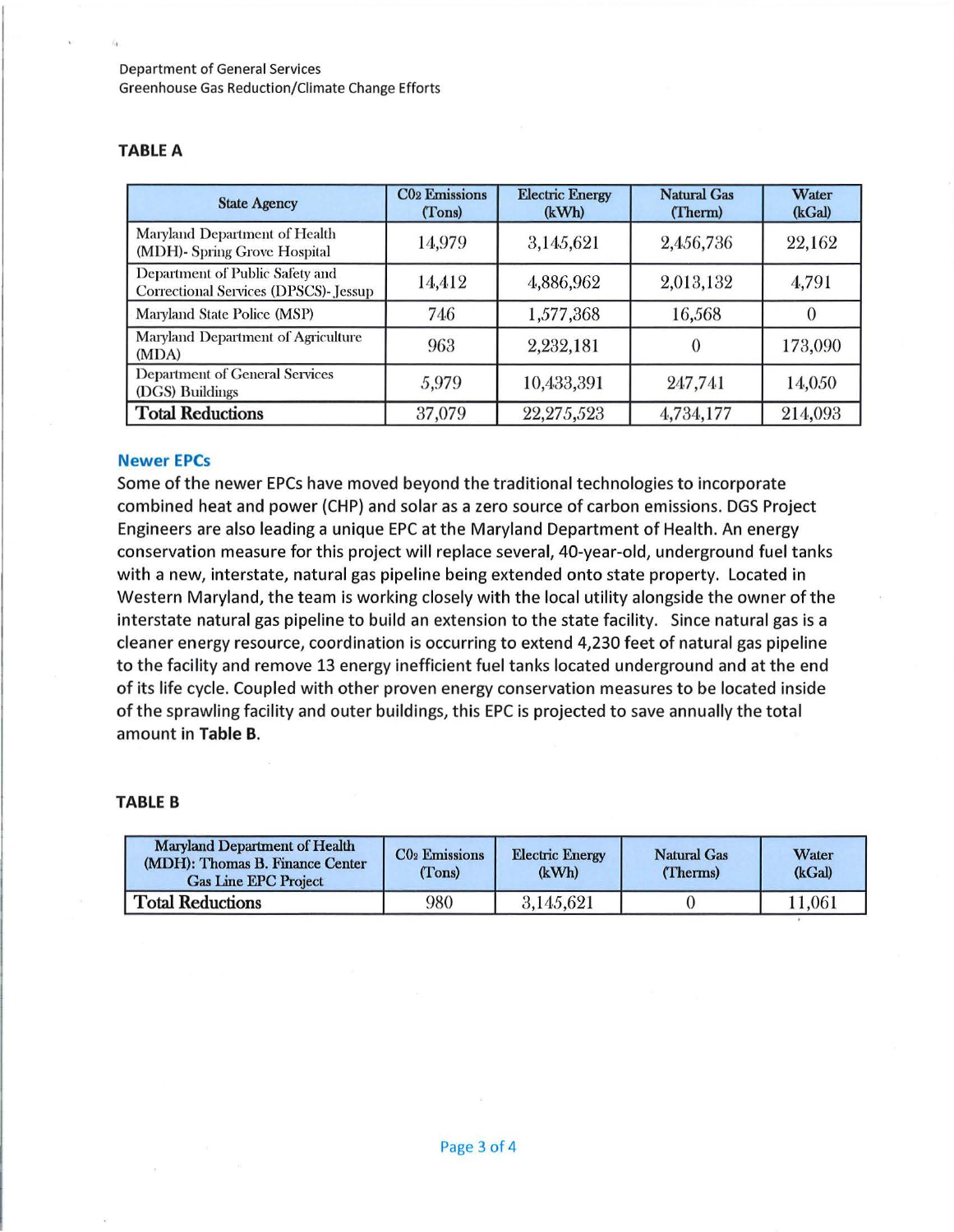Department of General Services
Greenhouse Gas Reduction/Climate Change Efforts

### TABLE A

| State Agency | $CO_2$ Emissions (Tons) | Electric Energy (kWh) | Natural Gas (Therm) | Water (kGal) |
|---|---|---|---|---|
| Maryland Department of Health (MDH)- Spring Grove Hospital | 14,979 | 3,145,621 | 2,456,736 | 22,162 |
| Department of Public Safety and Correctional Services (DPSCS)- Jessup | 14,412 | 4,886,962 | 2,013,132 | 4,791 |
| Maryland State Police (MSP) | 746 | 1,577,368 | 16,568 | 0 |
| Maryland Department of Agriculture (MDA) | 963 | 2,232,181 | 0 | 173,090 |
| Department of General Services (DGS) Buildings | 5,979 | 10,433,391 | 247,741 | 14,050 |
| **Total Reductions** | 37,079 | 22,275,523 | 4,734,177 | 214,093 |

### Newer EPCs

Some of the newer EPCs have moved beyond the traditional technologies to incorporate combined heat and power (CHP) and solar as a zero source of carbon emissions. DGS Project Engineers are also leading a unique EPC at the Maryland Department of Health. An energy conservation measure for this project will replace several, 40-year-old, underground fuel tanks with a new, interstate, natural gas pipeline being extended onto state property. Located in Western Maryland, the team is working closely with the local utility alongside the owner of the interstate natural gas pipeline to build an extension to the state facility. Since natural gas is a cleaner energy resource, coordination is occurring to extend 4,230 feet of natural gas pipeline to the facility and remove 13 energy inefficient fuel tanks located underground and at the end of its life cycle. Coupled with other proven energy conservation measures to be located inside of the sprawling facility and outer buildings, this EPC is projected to save annually the total amount in **Table B**.

### TABLE B

| Maryland Department of Health (MDH): Thomas B. Finance Center Gas Line EPC Project | $CO_2$ Emissions (Tons) | Electric Energy (kWh) | Natural Gas (Therms) | Water (kGal) |
|---|---|---|---|---|
| **Total Reductions** | 980 | 3,145,621 | 0 | 11,061 |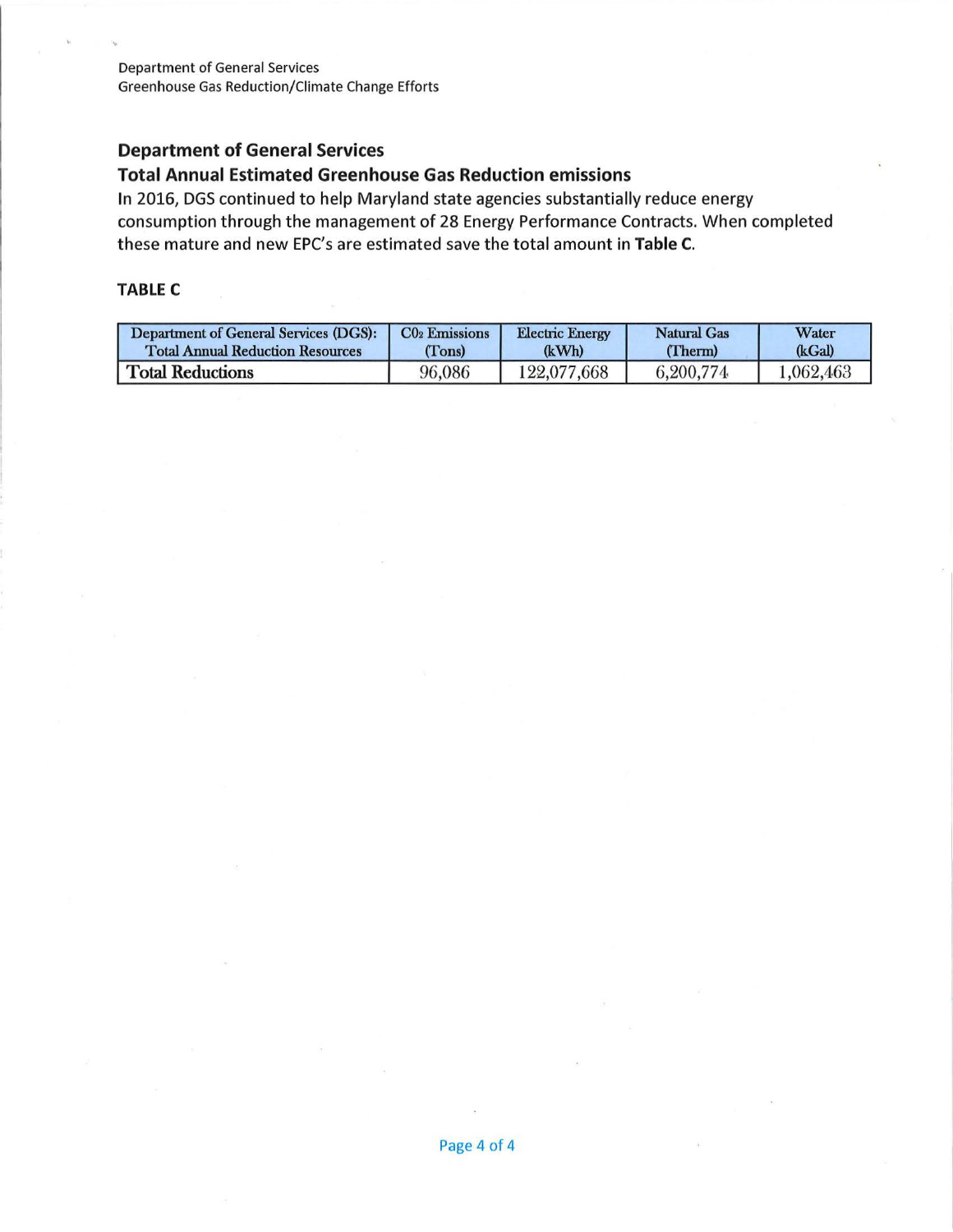## Department of General Services

### Total Annual Estimated Greenhouse Gas Reduction emissions

In 2016, DGS continued to help Maryland state agencies substantially reduce energy consumption through the management of 28 Energy Performance Contracts. When completed these mature and new EPC's are estimated save the total amount in **Table C**.

**TABLE C**

| Department of General Services (DGS): Total Annual Reduction Resources | $CO_2$ Emissions (Tons) | Electric Energy (kWh) | Natural Gas (Therm) | Water (kGal) |
|---|---|---|---|---|
| **Total Reductions** | 96,086 | 122,077,668 | 6,200,774 | 1,062,463 |